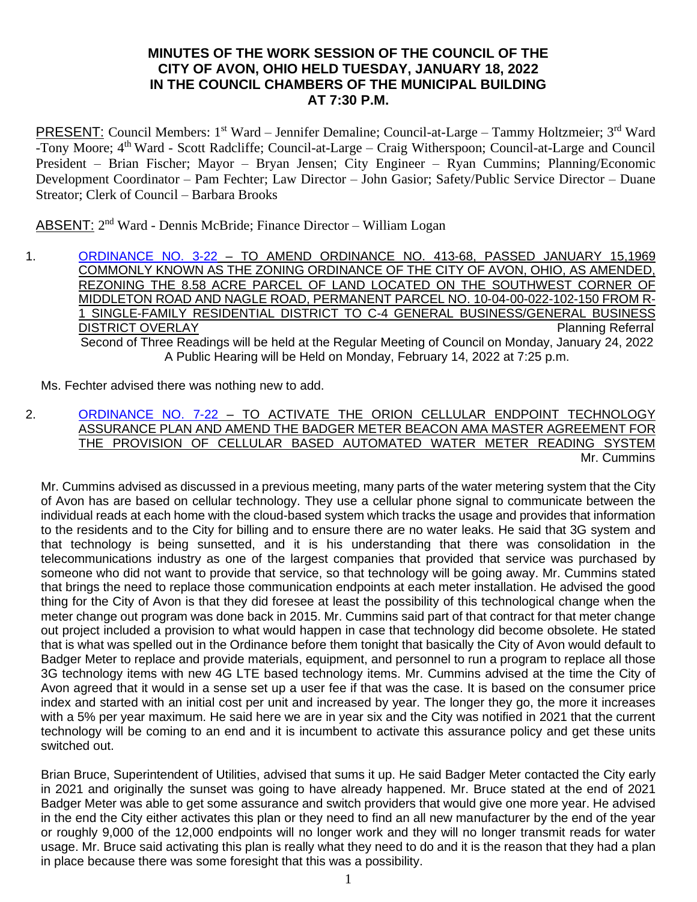# MINUTES OF THE WORK SESSION OF THE COUNCIL OF THE CITY OF AVON, OHIO HELD TUESDAY, JANUARY 18, 2022 IN THE COUNCIL CHAMBERS OF THE MUNICIPAL BUILDING AT 7:30 P.M.

PRESENT: Council Members: 1st Ward – Jennifer Demaline; Council-at-Large – Tammy Holtzmeier; 3rd Ward -Tony Moore; 4th Ward - Scott Radcliffe; Council-at-Large – Craig Witherspoon; Council-at-Large and Council President – Brian Fischer; Mayor – Bryan Jensen; City Engineer – Ryan Cummins; Planning/Economic Development Coordinator – Pam Fechter; Law Director – John Gasior; Safety/Public Service Director – Duane Streator; Clerk of Council – Barbara Brooks

ABSENT: 2nd Ward - Dennis McBride; Finance Director – William Logan

1. ORDINANCE NO. 3-22 – TO AMEND ORDINANCE NO. 413-68, PASSED JANUARY 15,1969 COMMONLY KNOWN AS THE ZONING ORDINANCE OF THE CITY OF AVON, OHIO, AS AMENDED, REZONING THE 8.58 ACRE PARCEL OF LAND LOCATED ON THE SOUTHWEST CORNER OF MIDDLETON ROAD AND NAGLE ROAD, PERMANENT PARCEL NO. 10-04-00-022-102-150 FROM R-1 SINGLE-FAMILY RESIDENTIAL DISTRICT TO C-4 GENERAL BUSINESS/GENERAL BUSINESS DISTRICT OVERLAY — Planning Referral

   Second of Three Readings will be held at the Regular Meeting of Council on Monday, January 24, 2022
   A Public Hearing will be Held on Monday, February 14, 2022 at 7:25 p.m.

   Ms. Fechter advised there was nothing new to add.

2. ORDINANCE NO. 7-22 – TO ACTIVATE THE ORION CELLULAR ENDPOINT TECHNOLOGY ASSURANCE PLAN AND AMEND THE BADGER METER BEACON AMA MASTER AGREEMENT FOR THE PROVISION OF CELLULAR BASED AUTOMATED WATER METER READING SYSTEM — Mr. Cummins

   Mr. Cummins advised as discussed in a previous meeting, many parts of the water metering system that the City of Avon has are based on cellular technology. They use a cellular phone signal to communicate between the individual reads at each home with the cloud-based system which tracks the usage and provides that information to the residents and to the City for billing and to ensure there are no water leaks. He said that 3G system and that technology is being sunsetted, and it is his understanding that there was consolidation in the telecommunications industry as one of the largest companies that provided that service was purchased by someone who did not want to provide that service, so that technology will be going away. Mr. Cummins stated that brings the need to replace those communication endpoints at each meter installation. He advised the good thing for the City of Avon is that they did foresee at least the possibility of this technological change when the meter change out program was done back in 2015. Mr. Cummins said part of that contract for that meter change out project included a provision to what would happen in case that technology did become obsolete. He stated that is what was spelled out in the Ordinance before them tonight that basically the City of Avon would default to Badger Meter to replace and provide materials, equipment, and personnel to run a program to replace all those 3G technology items with new 4G LTE based technology items. Mr. Cummins advised at the time the City of Avon agreed that it would in a sense set up a user fee if that was the case. It is based on the consumer price index and started with an initial cost per unit and increased by year. The longer they go, the more it increases with a 5% per year maximum. He said here we are in year six and the City was notified in 2021 that the current technology will be coming to an end and it is incumbent to activate this assurance policy and get these units switched out.

   Brian Bruce, Superintendent of Utilities, advised that sums it up. He said Badger Meter contacted the City early in 2021 and originally the sunset was going to have already happened. Mr. Bruce stated at the end of 2021 Badger Meter was able to get some assurance and switch providers that would give one more year. He advised in the end the City either activates this plan or they need to find an all new manufacturer by the end of the year or roughly 9,000 of the 12,000 endpoints will no longer work and they will no longer transmit reads for water usage. Mr. Bruce said activating this plan is really what they need to do and it is the reason that they had a plan in place because there was some foresight that this was a possibility.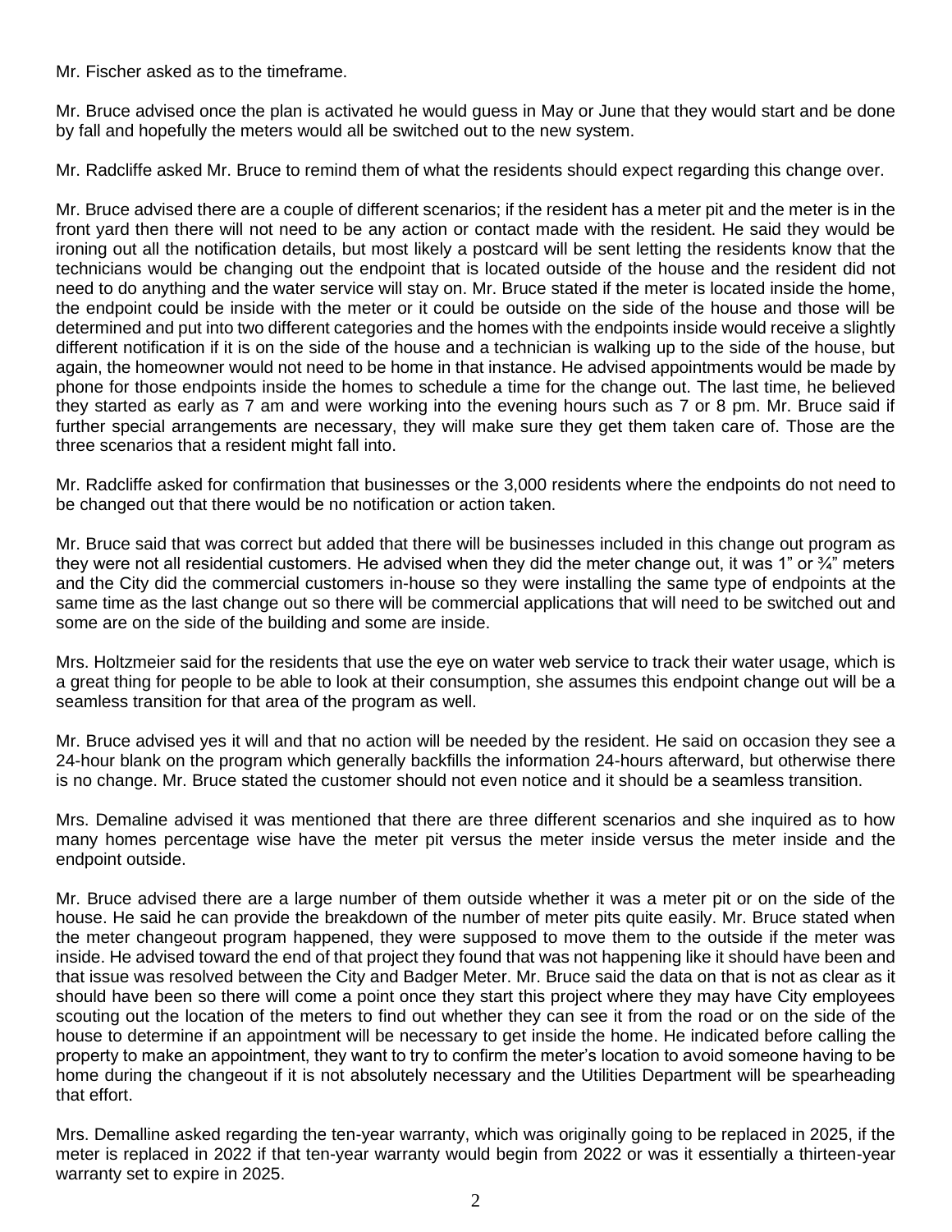Mr. Fischer asked as to the timeframe.

Mr. Bruce advised once the plan is activated he would guess in May or June that they would start and be done by fall and hopefully the meters would all be switched out to the new system.

Mr. Radcliffe asked Mr. Bruce to remind them of what the residents should expect regarding this change over.

Mr. Bruce advised there are a couple of different scenarios; if the resident has a meter pit and the meter is in the front yard then there will not need to be any action or contact made with the resident. He said they would be ironing out all the notification details, but most likely a postcard will be sent letting the residents know that the technicians would be changing out the endpoint that is located outside of the house and the resident did not need to do anything and the water service will stay on. Mr. Bruce stated if the meter is located inside the home, the endpoint could be inside with the meter or it could be outside on the side of the house and those will be determined and put into two different categories and the homes with the endpoints inside would receive a slightly different notification if it is on the side of the house and a technician is walking up to the side of the house, but again, the homeowner would not need to be home in that instance. He advised appointments would be made by phone for those endpoints inside the homes to schedule a time for the change out. The last time, he believed they started as early as 7 am and were working into the evening hours such as 7 or 8 pm. Mr. Bruce said if further special arrangements are necessary, they will make sure they get them taken care of. Those are the three scenarios that a resident might fall into.

Mr. Radcliffe asked for confirmation that businesses or the 3,000 residents where the endpoints do not need to be changed out that there would be no notification or action taken.

Mr. Bruce said that was correct but added that there will be businesses included in this change out program as they were not all residential customers. He advised when they did the meter change out, it was 1" or ¾" meters and the City did the commercial customers in-house so they were installing the same type of endpoints at the same time as the last change out so there will be commercial applications that will need to be switched out and some are on the side of the building and some are inside.

Mrs. Holtzmeier said for the residents that use the eye on water web service to track their water usage, which is a great thing for people to be able to look at their consumption, she assumes this endpoint change out will be a seamless transition for that area of the program as well.

Mr. Bruce advised yes it will and that no action will be needed by the resident. He said on occasion they see a 24-hour blank on the program which generally backfills the information 24-hours afterward, but otherwise there is no change. Mr. Bruce stated the customer should not even notice and it should be a seamless transition.

Mrs. Demaline advised it was mentioned that there are three different scenarios and she inquired as to how many homes percentage wise have the meter pit versus the meter inside versus the meter inside and the endpoint outside.

Mr. Bruce advised there are a large number of them outside whether it was a meter pit or on the side of the house. He said he can provide the breakdown of the number of meter pits quite easily. Mr. Bruce stated when the meter changeout program happened, they were supposed to move them to the outside if the meter was inside. He advised toward the end of that project they found that was not happening like it should have been and that issue was resolved between the City and Badger Meter. Mr. Bruce said the data on that is not as clear as it should have been so there will come a point once they start this project where they may have City employees scouting out the location of the meters to find out whether they can see it from the road or on the side of the house to determine if an appointment will be necessary to get inside the home. He indicated before calling the property to make an appointment, they want to try to confirm the meter's location to avoid someone having to be home during the changeout if it is not absolutely necessary and the Utilities Department will be spearheading that effort.

Mrs. Demalline asked regarding the ten-year warranty, which was originally going to be replaced in 2025, if the meter is replaced in 2022 if that ten-year warranty would begin from 2022 or was it essentially a thirteen-year warranty set to expire in 2025.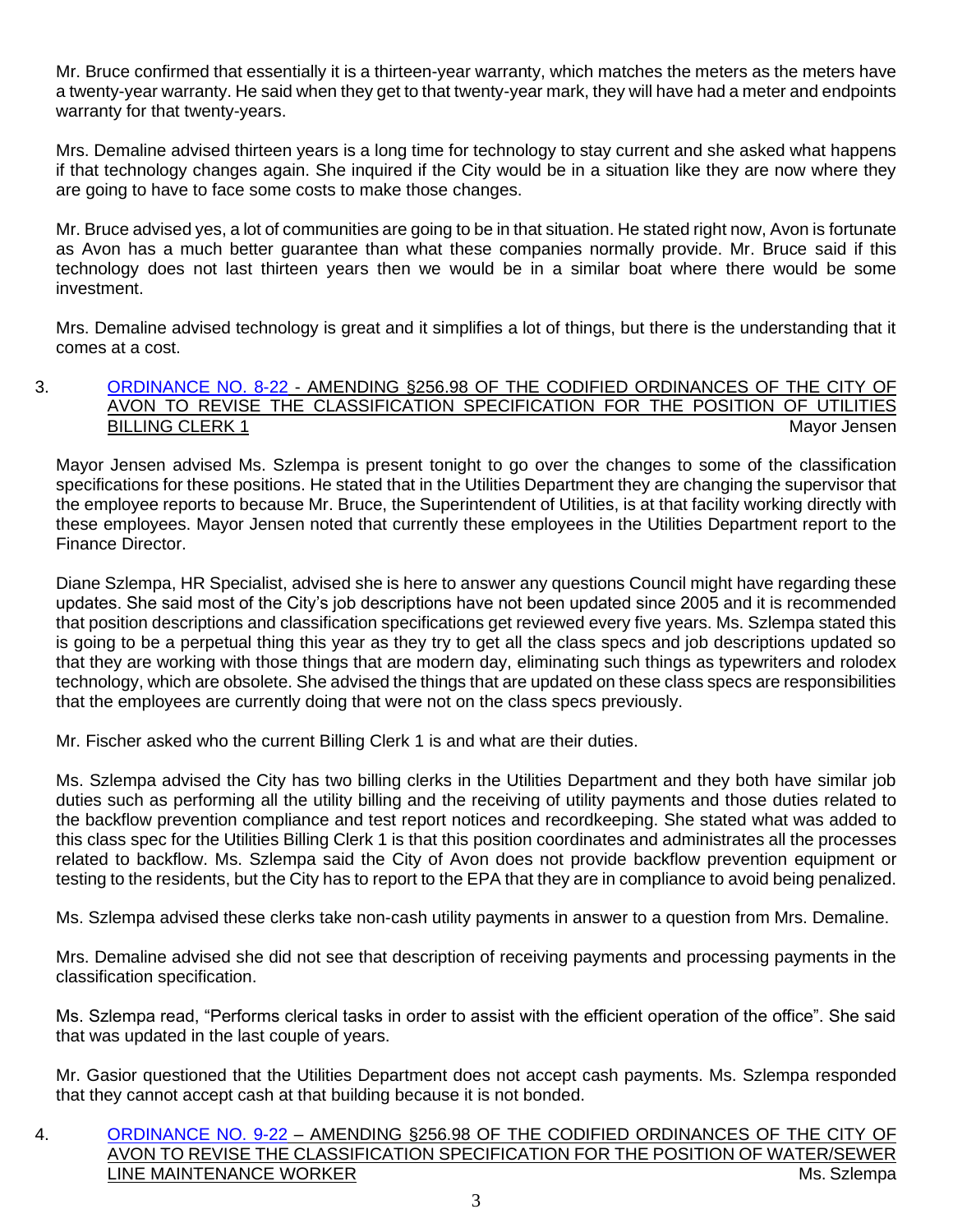Mr. Bruce confirmed that essentially it is a thirteen-year warranty, which matches the meters as the meters have a twenty-year warranty. He said when they get to that twenty-year mark, they will have had a meter and endpoints warranty for that twenty-years.

Mrs. Demaline advised thirteen years is a long time for technology to stay current and she asked what happens if that technology changes again. She inquired if the City would be in a situation like they are now where they are going to have to face some costs to make those changes.

Mr. Bruce advised yes, a lot of communities are going to be in that situation. He stated right now, Avon is fortunate as Avon has a much better guarantee than what these companies normally provide. Mr. Bruce said if this technology does not last thirteen years then we would be in a similar boat where there would be some investment.

Mrs. Demaline advised technology is great and it simplifies a lot of things, but there is the understanding that it comes at a cost.

3. ORDINANCE NO. 8-22 - AMENDING §256.98 OF THE CODIFIED ORDINANCES OF THE CITY OF AVON TO REVISE THE CLASSIFICATION SPECIFICATION FOR THE POSITION OF UTILITIES BILLING CLERK 1 — Mayor Jensen

Mayor Jensen advised Ms. Szlempa is present tonight to go over the changes to some of the classification specifications for these positions. He stated that in the Utilities Department they are changing the supervisor that the employee reports to because Mr. Bruce, the Superintendent of Utilities, is at that facility working directly with these employees. Mayor Jensen noted that currently these employees in the Utilities Department report to the Finance Director.

Diane Szlempa, HR Specialist, advised she is here to answer any questions Council might have regarding these updates. She said most of the City's job descriptions have not been updated since 2005 and it is recommended that position descriptions and classification specifications get reviewed every five years. Ms. Szlempa stated this is going to be a perpetual thing this year as they try to get all the class specs and job descriptions updated so that they are working with those things that are modern day, eliminating such things as typewriters and rolodex technology, which are obsolete. She advised the things that are updated on these class specs are responsibilities that the employees are currently doing that were not on the class specs previously.

Mr. Fischer asked who the current Billing Clerk 1 is and what are their duties.

Ms. Szlempa advised the City has two billing clerks in the Utilities Department and they both have similar job duties such as performing all the utility billing and the receiving of utility payments and those duties related to the backflow prevention compliance and test report notices and recordkeeping. She stated what was added to this class spec for the Utilities Billing Clerk 1 is that this position coordinates and administrates all the processes related to backflow. Ms. Szlempa said the City of Avon does not provide backflow prevention equipment or testing to the residents, but the City has to report to the EPA that they are in compliance to avoid being penalized.

Ms. Szlempa advised these clerks take non-cash utility payments in answer to a question from Mrs. Demaline.

Mrs. Demaline advised she did not see that description of receiving payments and processing payments in the classification specification.

Ms. Szlempa read, "Performs clerical tasks in order to assist with the efficient operation of the office". She said that was updated in the last couple of years.

Mr. Gasior questioned that the Utilities Department does not accept cash payments. Ms. Szlempa responded that they cannot accept cash at that building because it is not bonded.

4. ORDINANCE NO. 9-22 – AMENDING §256.98 OF THE CODIFIED ORDINANCES OF THE CITY OF AVON TO REVISE THE CLASSIFICATION SPECIFICATION FOR THE POSITION OF WATER/SEWER LINE MAINTENANCE WORKER — Ms. Szlempa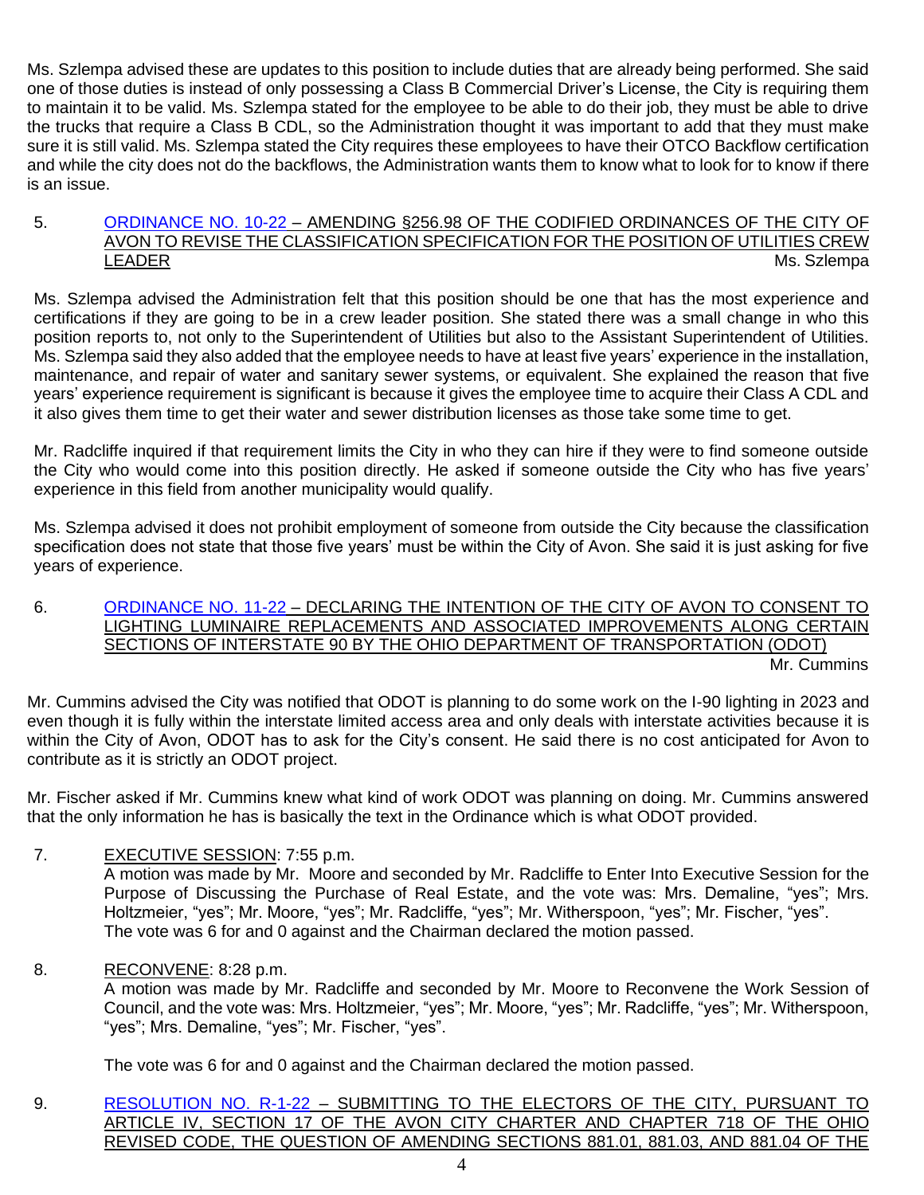Ms. Szlempa advised these are updates to this position to include duties that are already being performed. She said one of those duties is instead of only possessing a Class B Commercial Driver's License, the City is requiring them to maintain it to be valid. Ms. Szlempa stated for the employee to be able to do their job, they must be able to drive the trucks that require a Class B CDL, so the Administration thought it was important to add that they must make sure it is still valid. Ms. Szlempa stated the City requires these employees to have their OTCO Backflow certification and while the city does not do the backflows, the Administration wants them to know what to look for to know if there is an issue.

5. ORDINANCE NO. 10-22 – AMENDING §256.98 OF THE CODIFIED ORDINANCES OF THE CITY OF AVON TO REVISE THE CLASSIFICATION SPECIFICATION FOR THE POSITION OF UTILITIES CREW LEADER — Ms. Szlempa

Ms. Szlempa advised the Administration felt that this position should be one that has the most experience and certifications if they are going to be in a crew leader position. She stated there was a small change in who this position reports to, not only to the Superintendent of Utilities but also to the Assistant Superintendent of Utilities. Ms. Szlempa said they also added that the employee needs to have at least five years' experience in the installation, maintenance, and repair of water and sanitary sewer systems, or equivalent. She explained the reason that five years' experience requirement is significant is because it gives the employee time to acquire their Class A CDL and it also gives them time to get their water and sewer distribution licenses as those take some time to get.

Mr. Radcliffe inquired if that requirement limits the City in who they can hire if they were to find someone outside the City who would come into this position directly. He asked if someone outside the City who has five years' experience in this field from another municipality would qualify.

Ms. Szlempa advised it does not prohibit employment of someone from outside the City because the classification specification does not state that those five years' must be within the City of Avon. She said it is just asking for five years of experience.

6. ORDINANCE NO. 11-22 – DECLARING THE INTENTION OF THE CITY OF AVON TO CONSENT TO LIGHTING LUMINAIRE REPLACEMENTS AND ASSOCIATED IMPROVEMENTS ALONG CERTAIN SECTIONS OF INTERSTATE 90 BY THE OHIO DEPARTMENT OF TRANSPORTATION (ODOT) — Mr. Cummins

Mr. Cummins advised the City was notified that ODOT is planning to do some work on the I-90 lighting in 2023 and even though it is fully within the interstate limited access area and only deals with interstate activities because it is within the City of Avon, ODOT has to ask for the City's consent. He said there is no cost anticipated for Avon to contribute as it is strictly an ODOT project.

Mr. Fischer asked if Mr. Cummins knew what kind of work ODOT was planning on doing. Mr. Cummins answered that the only information he has is basically the text in the Ordinance which is what ODOT provided.

7. EXECUTIVE SESSION: 7:55 p.m.
   A motion was made by Mr. Moore and seconded by Mr. Radcliffe to Enter Into Executive Session for the Purpose of Discussing the Purchase of Real Estate, and the vote was: Mrs. Demaline, "yes"; Mrs. Holtzmeier, "yes"; Mr. Moore, "yes"; Mr. Radcliffe, "yes"; Mr. Witherspoon, "yes"; Mr. Fischer, "yes".
   The vote was 6 for and 0 against and the Chairman declared the motion passed.

8. RECONVENE: 8:28 p.m.
   A motion was made by Mr. Radcliffe and seconded by Mr. Moore to Reconvene the Work Session of Council, and the vote was: Mrs. Holtzmeier, "yes"; Mr. Moore, "yes"; Mr. Radcliffe, "yes"; Mr. Witherspoon, "yes"; Mrs. Demaline, "yes"; Mr. Fischer, "yes".

   The vote was 6 for and 0 against and the Chairman declared the motion passed.

9. RESOLUTION NO. R-1-22 – SUBMITTING TO THE ELECTORS OF THE CITY, PURSUANT TO ARTICLE IV, SECTION 17 OF THE AVON CITY CHARTER AND CHAPTER 718 OF THE OHIO REVISED CODE, THE QUESTION OF AMENDING SECTIONS 881.01, 881.03, AND 881.04 OF THE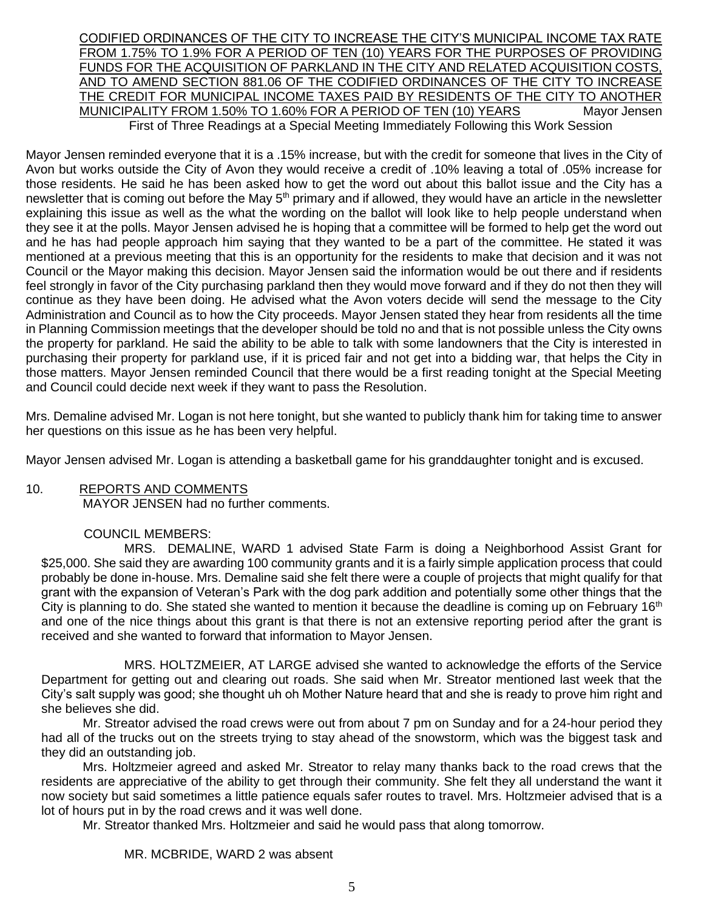CODIFIED ORDINANCES OF THE CITY TO INCREASE THE CITY'S MUNICIPAL INCOME TAX RATE FROM 1.75% TO 1.9% FOR A PERIOD OF TEN (10) YEARS FOR THE PURPOSES OF PROVIDING FUNDS FOR THE ACQUISITION OF PARKLAND IN THE CITY AND RELATED ACQUISITION COSTS, AND TO AMEND SECTION 881.06 OF THE CODIFIED ORDINANCES OF THE CITY TO INCREASE THE CREDIT FOR MUNICIPAL INCOME TAXES PAID BY RESIDENTS OF THE CITY TO ANOTHER MUNICIPALITY FROM 1.50% TO 1.60% FOR A PERIOD OF TEN (10) YEARS Mayor Jensen

First of Three Readings at a Special Meeting Immediately Following this Work Session

Mayor Jensen reminded everyone that it is a .15% increase, but with the credit for someone that lives in the City of Avon but works outside the City of Avon they would receive a credit of .10% leaving a total of .05% increase for those residents. He said he has been asked how to get the word out about this ballot issue and the City has a newsletter that is coming out before the May 5th primary and if allowed, they would have an article in the newsletter explaining this issue as well as the what the wording on the ballot will look like to help people understand when they see it at the polls. Mayor Jensen advised he is hoping that a committee will be formed to help get the word out and he has had people approach him saying that they wanted to be a part of the committee. He stated it was mentioned at a previous meeting that this is an opportunity for the residents to make that decision and it was not Council or the Mayor making this decision. Mayor Jensen said the information would be out there and if residents feel strongly in favor of the City purchasing parkland then they would move forward and if they do not then they will continue as they have been doing. He advised what the Avon voters decide will send the message to the City Administration and Council as to how the City proceeds. Mayor Jensen stated they hear from residents all the time in Planning Commission meetings that the developer should be told no and that is not possible unless the City owns the property for parkland. He said the ability to be able to talk with some landowners that the City is interested in purchasing their property for parkland use, if it is priced fair and not get into a bidding war, that helps the City in those matters. Mayor Jensen reminded Council that there would be a first reading tonight at the Special Meeting and Council could decide next week if they want to pass the Resolution.

Mrs. Demaline advised Mr. Logan is not here tonight, but she wanted to publicly thank him for taking time to answer her questions on this issue as he has been very helpful.

Mayor Jensen advised Mr. Logan is attending a basketball game for his granddaughter tonight and is excused.

10. REPORTS AND COMMENTS

MAYOR JENSEN had no further comments.

COUNCIL MEMBERS:

MRS. DEMALINE, WARD 1 advised State Farm is doing a Neighborhood Assist Grant for $25,000. She said they are awarding 100 community grants and it is a fairly simple application process that could probably be done in-house. Mrs. Demaline said she felt there were a couple of projects that might qualify for that grant with the expansion of Veteran's Park with the dog park addition and potentially some other things that the City is planning to do. She stated she wanted to mention it because the deadline is coming up on February 16th and one of the nice things about this grant is that there is not an extensive reporting period after the grant is received and she wanted to forward that information to Mayor Jensen.

MRS. HOLTZMEIER, AT LARGE advised she wanted to acknowledge the efforts of the Service Department for getting out and clearing out roads. She said when Mr. Streator mentioned last week that the City's salt supply was good; she thought uh oh Mother Nature heard that and she is ready to prove him right and she believes she did.

Mr. Streator advised the road crews were out from about 7 pm on Sunday and for a 24-hour period they had all of the trucks out on the streets trying to stay ahead of the snowstorm, which was the biggest task and they did an outstanding job.

Mrs. Holtzmeier agreed and asked Mr. Streator to relay many thanks back to the road crews that the residents are appreciative of the ability to get through their community. She felt they all understand the want it now society but said sometimes a little patience equals safer routes to travel. Mrs. Holtzmeier advised that is a lot of hours put in by the road crews and it was well done.

Mr. Streator thanked Mrs. Holtzmeier and said he would pass that along tomorrow.

MR. MCBRIDE, WARD 2 was absent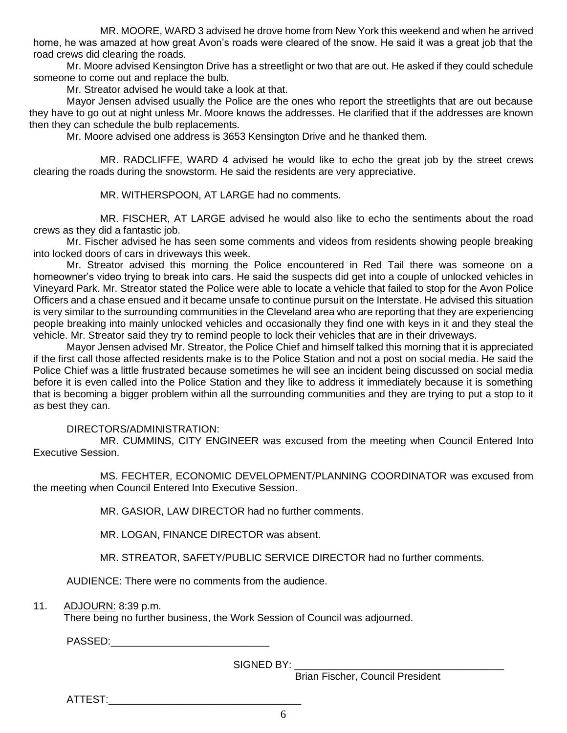MR. MOORE, WARD 3 advised he drove home from New York this weekend and when he arrived home, he was amazed at how great Avon's roads were cleared of the snow. He said it was a great job that the road crews did clearing the roads.

Mr. Moore advised Kensington Drive has a streetlight or two that are out. He asked if they could schedule someone to come out and replace the bulb.

Mr. Streator advised he would take a look at that.

Mayor Jensen advised usually the Police are the ones who report the streetlights that are out because they have to go out at night unless Mr. Moore knows the addresses. He clarified that if the addresses are known then they can schedule the bulb replacements.

Mr. Moore advised one address is 3653 Kensington Drive and he thanked them.

MR. RADCLIFFE, WARD 4 advised he would like to echo the great job by the street crews clearing the roads during the snowstorm. He said the residents are very appreciative.

MR. WITHERSPOON, AT LARGE had no comments.

MR. FISCHER, AT LARGE advised he would also like to echo the sentiments about the road crews as they did a fantastic job.

Mr. Fischer advised he has seen some comments and videos from residents showing people breaking into locked doors of cars in driveways this week.

Mr. Streator advised this morning the Police encountered in Red Tail there was someone on a homeowner's video trying to break into cars. He said the suspects did get into a couple of unlocked vehicles in Vineyard Park. Mr. Streator stated the Police were able to locate a vehicle that failed to stop for the Avon Police Officers and a chase ensued and it became unsafe to continue pursuit on the Interstate. He advised this situation is very similar to the surrounding communities in the Cleveland area who are reporting that they are experiencing people breaking into mainly unlocked vehicles and occasionally they find one with keys in it and they steal the vehicle. Mr. Streator said they try to remind people to lock their vehicles that are in their driveways.

Mayor Jensen advised Mr. Streator, the Police Chief and himself talked this morning that it is appreciated if the first call those affected residents make is to the Police Station and not a post on social media. He said the Police Chief was a little frustrated because sometimes he will see an incident being discussed on social media before it is even called into the Police Station and they like to address it immediately because it is something that is becoming a bigger problem within all the surrounding communities and they are trying to put a stop to it as best they can.

DIRECTORS/ADMINISTRATION:

MR. CUMMINS, CITY ENGINEER was excused from the meeting when Council Entered Into Executive Session.

MS. FECHTER, ECONOMIC DEVELOPMENT/PLANNING COORDINATOR was excused from the meeting when Council Entered Into Executive Session.

MR. GASIOR, LAW DIRECTOR had no further comments.

MR. LOGAN, FINANCE DIRECTOR was absent.

MR. STREATOR, SAFETY/PUBLIC SERVICE DIRECTOR had no further comments.

AUDIENCE: There were no comments from the audience.

11. ADJOURN: 8:39 p.m.
    There being no further business, the Work Session of Council was adjourned.

PASSED:____________________________

SIGNED BY: _____________________________________
Brian Fischer, Council President

ATTEST:__________________________________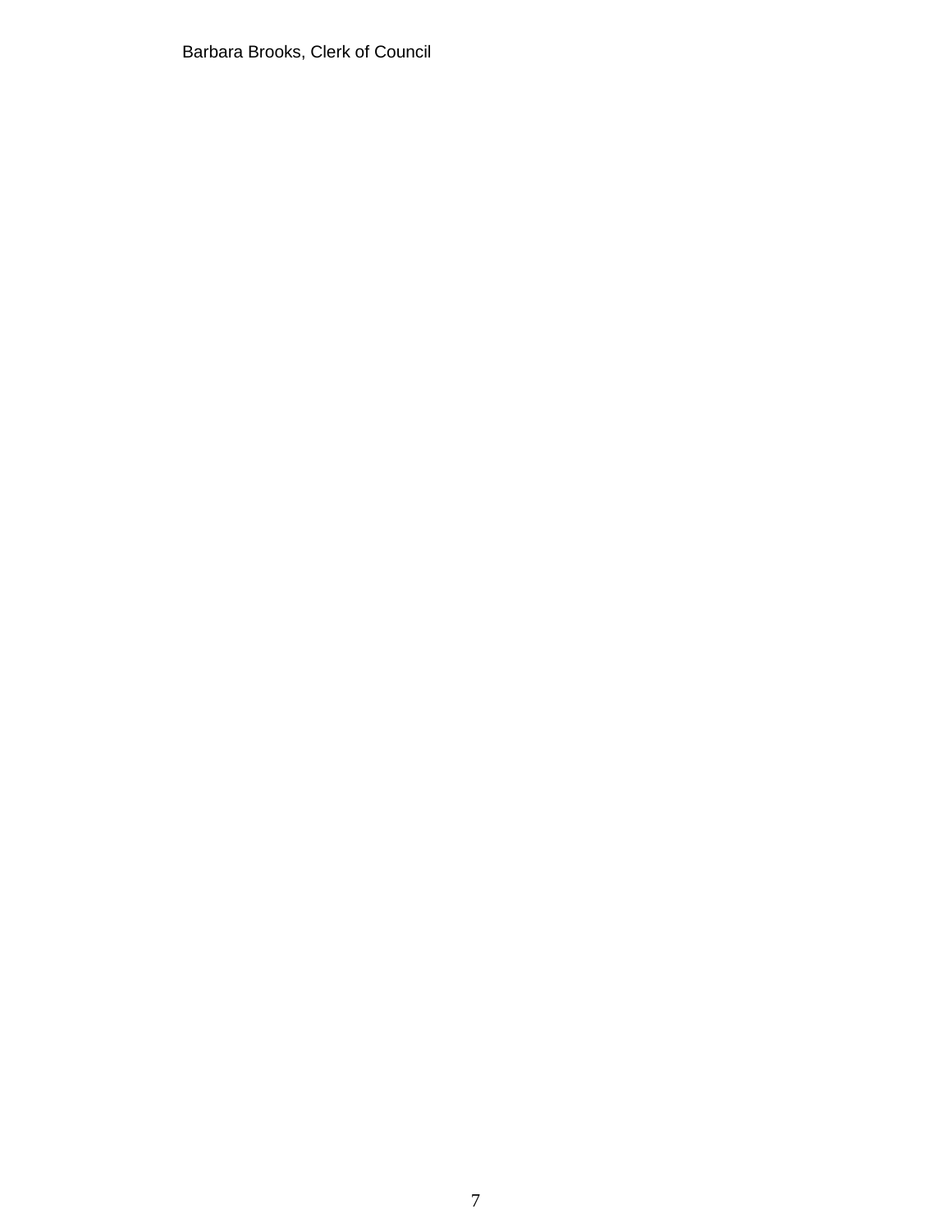Barbara Brooks, Clerk of Council